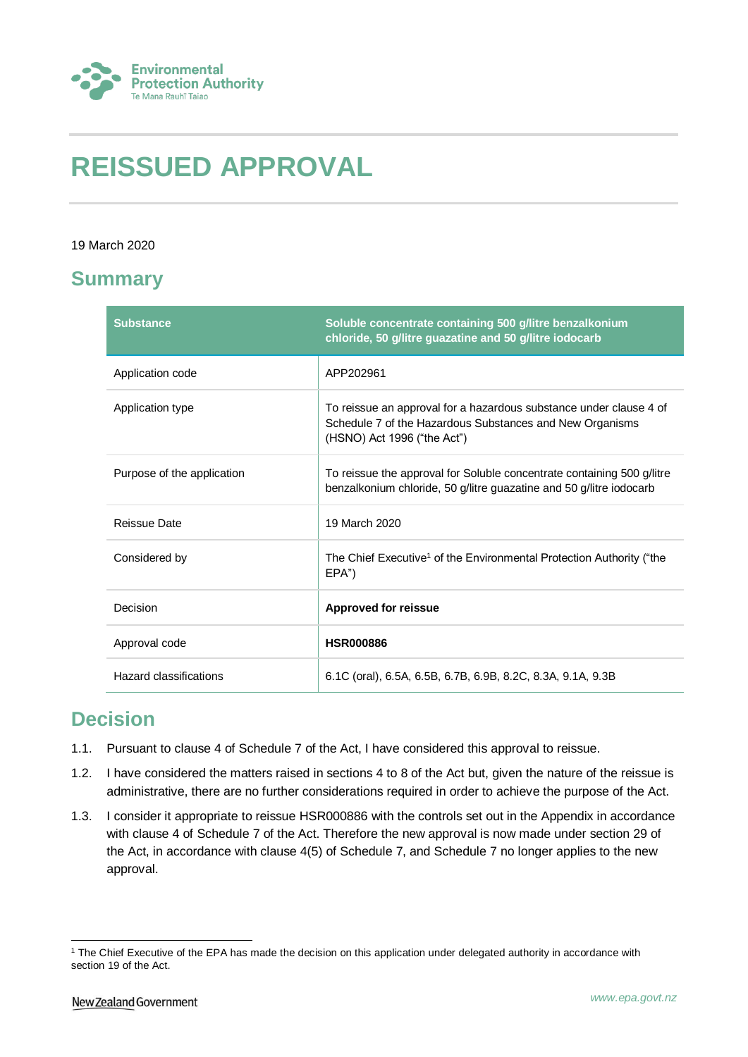# REISSUED APPROVAL

19 March 2020

## Summary

| Substance | Soluble concentrate containing 500 g/litre benzalkonium chloride, 50 g/litre guazatine and 50 g/litre iodocarb |
|---|---|
| Application code | APP202961 |
| Application type | To reissue an approval for a hazardous substance under clause 4 of Schedule 7 of the Hazardous Substances and New Organisms (HSNO) Act 1996 ("the Act") |
| Purpose of the application | To reissue the approval for Soluble concentrate containing 500 g/litre benzalkonium chloride, 50 g/litre guazatine and 50 g/litre iodocarb |
| Reissue Date | 19 March 2020 |
| Considered by | The Chief Executive[1] of the Environmental Protection Authority ("the EPA") |
| Decision | **Approved for reissue** |
| Approval code | **HSR000886** |
| Hazard classifications | 6.1C (oral), 6.5A, 6.5B, 6.7B, 6.9B, 8.2C, 8.3A, 9.1A, 9.3B |

## Decision

1.1. Pursuant to clause 4 of Schedule 7 of the Act, I have considered this approval to reissue.

1.2. I have considered the matters raised in sections 4 to 8 of the Act but, given the nature of the reissue is administrative, there are no further considerations required in order to achieve the purpose of the Act.

1.3. I consider it appropriate to reissue HSR000886 with the controls set out in the Appendix in accordance with clause 4 of Schedule 7 of the Act. Therefore the new approval is now made under section 29 of the Act, in accordance with clause 4(5) of Schedule 7, and Schedule 7 no longer applies to the new approval.

[1] The Chief Executive of the EPA has made the decision on this application under delegated authority in accordance with section 19 of the Act.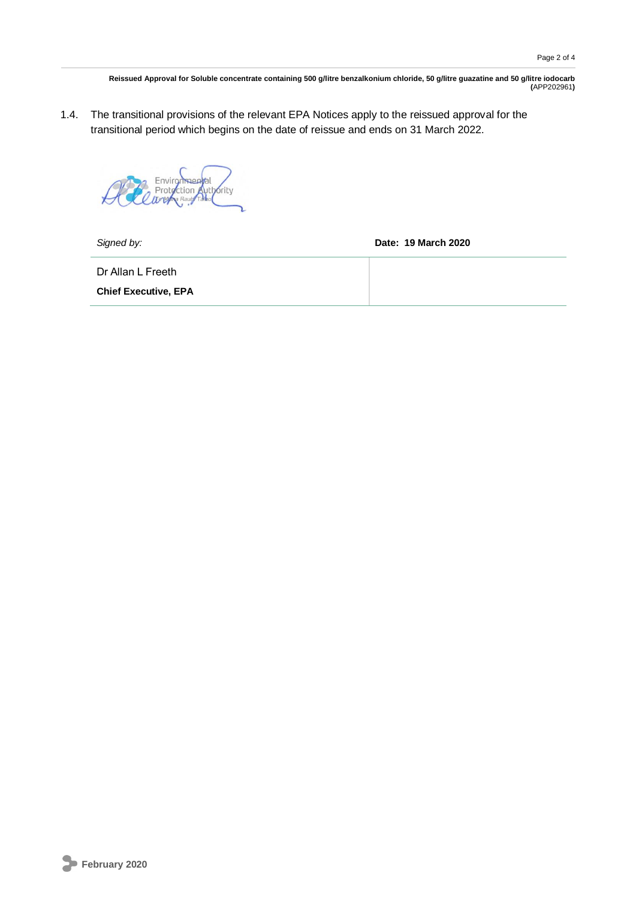1.4. The transitional provisions of the relevant EPA Notices apply to the reissued approval for the transitional period which begins on the date of reissue and ends on 31 March 2022.

| *Signed by:* | **Date: 19 March 2020** |
| --- | --- |
| Dr Allan L Freeth<br>**Chief Executive, EPA** | |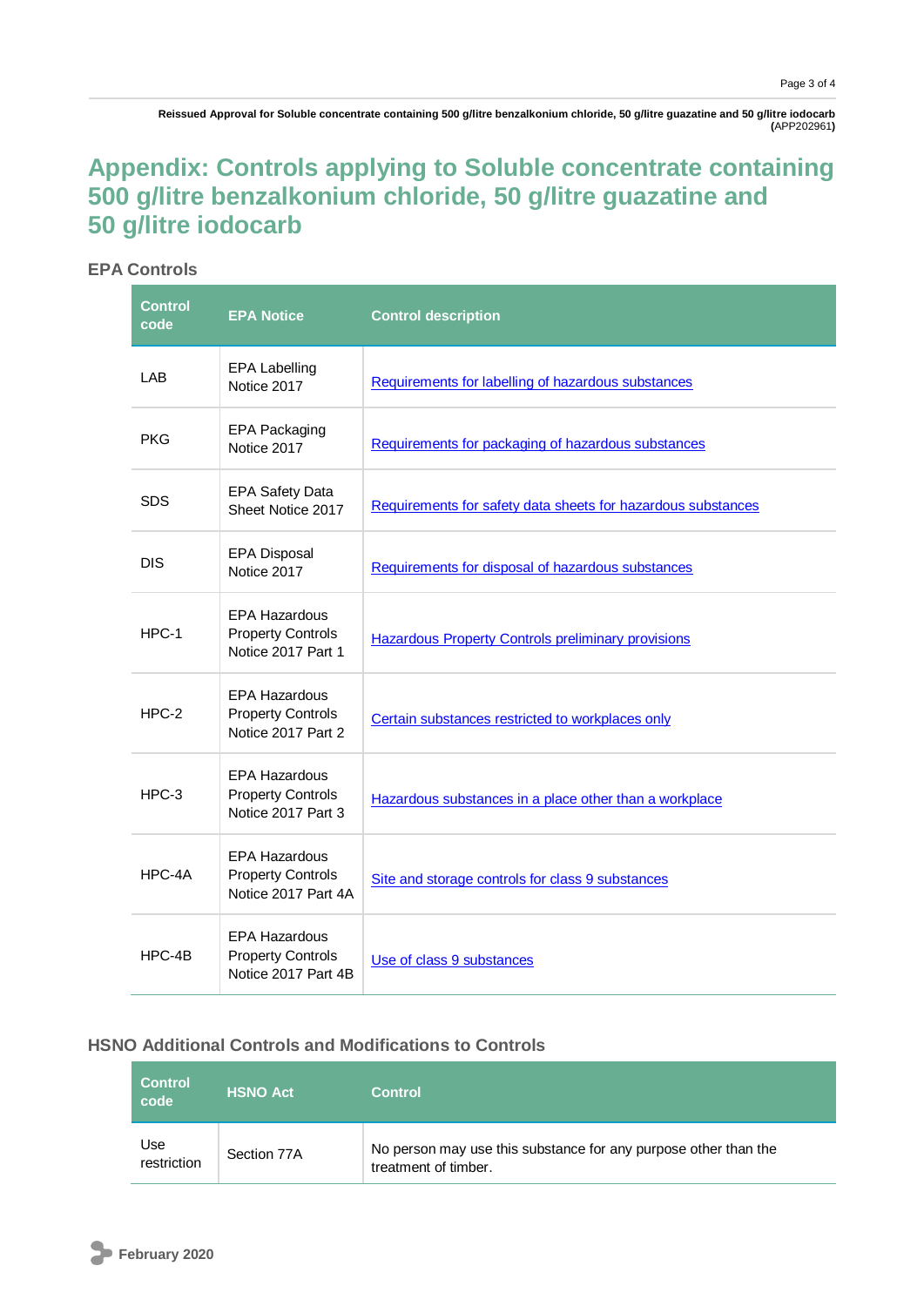# Appendix: Controls applying to Soluble concentrate containing 500 g/litre benzalkonium chloride, 50 g/litre guazatine and 50 g/litre iodocarb

## EPA Controls

| Control code | EPA Notice | Control description |
|---|---|---|
| LAB | EPA Labelling Notice 2017 | Requirements for labelling of hazardous substances |
| PKG | EPA Packaging Notice 2017 | Requirements for packaging of hazardous substances |
| SDS | EPA Safety Data Sheet Notice 2017 | Requirements for safety data sheets for hazardous substances |
| DIS | EPA Disposal Notice 2017 | Requirements for disposal of hazardous substances |
| HPC-1 | EPA Hazardous Property Controls Notice 2017 Part 1 | Hazardous Property Controls preliminary provisions |
| HPC-2 | EPA Hazardous Property Controls Notice 2017 Part 2 | Certain substances restricted to workplaces only |
| HPC-3 | EPA Hazardous Property Controls Notice 2017 Part 3 | Hazardous substances in a place other than a workplace |
| HPC-4A | EPA Hazardous Property Controls Notice 2017 Part 4A | Site and storage controls for class 9 substances |
| HPC-4B | EPA Hazardous Property Controls Notice 2017 Part 4B | Use of class 9 substances |

## HSNO Additional Controls and Modifications to Controls

| Control code | HSNO Act | Control |
|---|---|---|
| Use restriction | Section 77A | No person may use this substance for any purpose other than the treatment of timber. |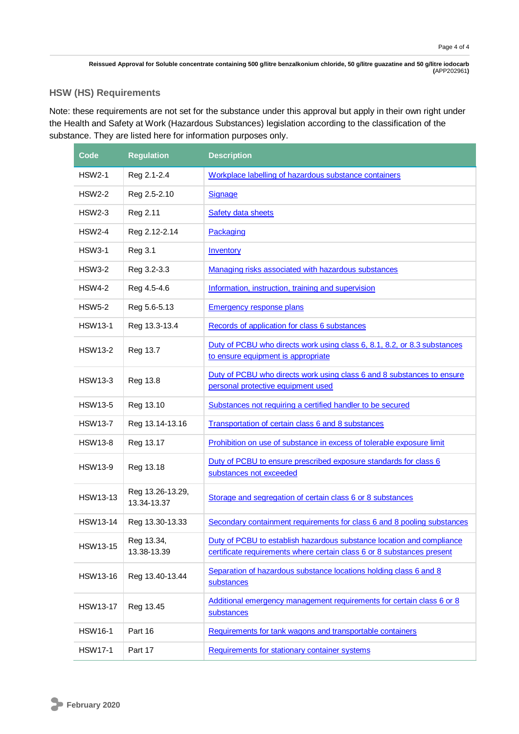## HSW (HS) Requirements

Note: these requirements are not set for the substance under this approval but apply in their own right under the Health and Safety at Work (Hazardous Substances) legislation according to the classification of the substance. They are listed here for information purposes only.

| Code | Regulation | Description |
|---|---|---|
| HSW2-1 | Reg 2.1-2.4 | Workplace labelling of hazardous substance containers |
| HSW2-2 | Reg 2.5-2.10 | Signage |
| HSW2-3 | Reg 2.11 | Safety data sheets |
| HSW2-4 | Reg 2.12-2.14 | Packaging |
| HSW3-1 | Reg 3.1 | Inventory |
| HSW3-2 | Reg 3.2-3.3 | Managing risks associated with hazardous substances |
| HSW4-2 | Reg 4.5-4.6 | Information, instruction, training and supervision |
| HSW5-2 | Reg 5.6-5.13 | Emergency response plans |
| HSW13-1 | Reg 13.3-13.4 | Records of application for class 6 substances |
| HSW13-2 | Reg 13.7 | Duty of PCBU who directs work using class 6, 8.1, 8.2, or 8.3 substances to ensure equipment is appropriate |
| HSW13-3 | Reg 13.8 | Duty of PCBU who directs work using class 6 and 8 substances to ensure personal protective equipment used |
| HSW13-5 | Reg 13.10 | Substances not requiring a certified handler to be secured |
| HSW13-7 | Reg 13.14-13.16 | Transportation of certain class 6 and 8 substances |
| HSW13-8 | Reg 13.17 | Prohibition on use of substance in excess of tolerable exposure limit |
| HSW13-9 | Reg 13.18 | Duty of PCBU to ensure prescribed exposure standards for class 6 substances not exceeded |
| HSW13-13 | Reg 13.26-13.29, 13.34-13.37 | Storage and segregation of certain class 6 or 8 substances |
| HSW13-14 | Reg 13.30-13.33 | Secondary containment requirements for class 6 and 8 pooling substances |
| HSW13-15 | Reg 13.34, 13.38-13.39 | Duty of PCBU to establish hazardous substance location and compliance certificate requirements where certain class 6 or 8 substances present |
| HSW13-16 | Reg 13.40-13.44 | Separation of hazardous substance locations holding class 6 and 8 substances |
| HSW13-17 | Reg 13.45 | Additional emergency management requirements for certain class 6 or 8 substances |
| HSW16-1 | Part 16 | Requirements for tank wagons and transportable containers |
| HSW17-1 | Part 17 | Requirements for stationary container systems |